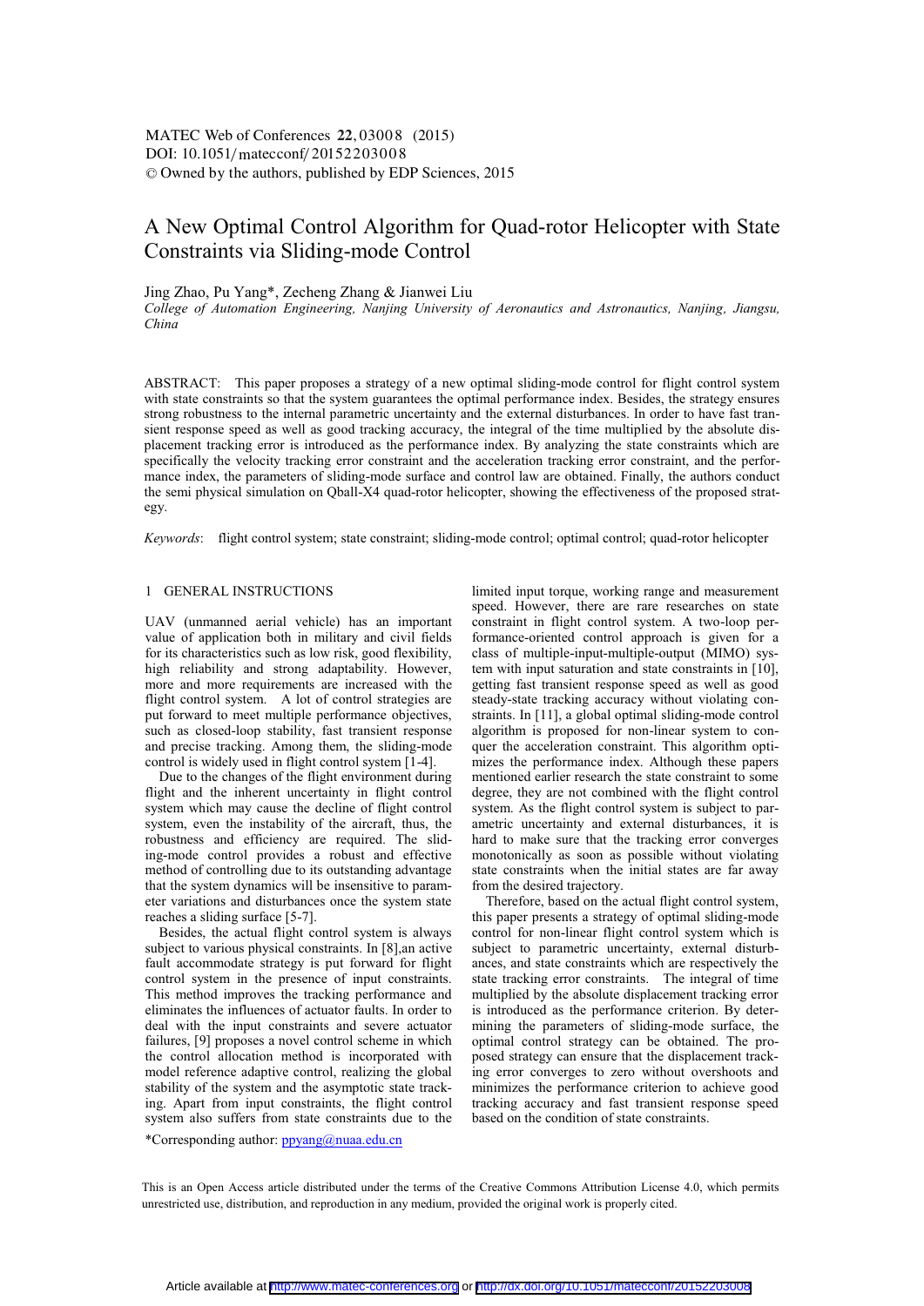# A New Optimal Control Algorithm for Quad-rotor Helicopter with State Constraints via Sliding-mode Control

Jing Zhao, Pu Yang*, Zecheng Zhang & Jianwei Liu

*College of Automation Engineering, Nanjing University of Aeronautics and Astronautics, Nanjing, Jiangsu, China*

ABSTRACT: This paper proposes a strategy of a new optimal sliding-mode control for flight control system with state constraints so that the system guarantees the optimal performance index. Besides, the strategy ensures strong robustness to the internal parametric uncertainty and the external disturbances. In order to have fast transient response speed as well as good tracking accuracy, the integral of the time multiplied by the absolute displacement tracking error is introduced as the performance index. By analyzing the state constraints which are specifically the velocity tracking error constraint and the acceleration tracking error constraint, and the performance index, the parameters of sliding-mode surface and control law are obtained. Finally, the authors conduct the semi physical simulation on Qball-X4 quad-rotor helicopter, showing the effectiveness of the proposed strategy.

*Keywords*: flight control system; state constraint; sliding-mode control; optimal control; quad-rotor helicopter

## 1 GENERAL INSTRUCTIONS

UAV (unmanned aerial vehicle) has an important value of application both in military and civil fields for its characteristics such as low risk, good flexibility, high reliability and strong adaptability. However, more and more requirements are increased with the flight control system. A lot of control strategies are put forward to meet multiple performance objectives, such as closed-loop stability, fast transient response and precise tracking. Among them, the sliding-mode control is widely used in flight control system [1-4].

Due to the changes of the flight environment during flight and the inherent uncertainty in flight control system which may cause the decline of flight control system, even the instability of the aircraft, thus, the robustness and efficiency are required. The sliding-mode control provides a robust and effective method of controlling due to its outstanding advantage that the system dynamics will be insensitive to parameter variations and disturbances once the system state reaches a sliding surface [5-7].

Besides, the actual flight control system is always subject to various physical constraints. In [8],an active fault accommodate strategy is put forward for flight control system in the presence of input constraints. This method improves the tracking performance and eliminates the influences of actuator faults. In order to deal with the input constraints and severe actuator failures, [9] proposes a novel control scheme in which the control allocation method is incorporated with model reference adaptive control, realizing the global stability of the system and the asymptotic state tracking. Apart from input constraints, the flight control system also suffers from state constraints due to the limited input torque, working range and measurement speed. However, there are rare researches on state constraint in flight control system. A two-loop performance-oriented control approach is given for a class of multiple-input-multiple-output (MIMO) system with input saturation and state constraints in [10], getting fast transient response speed as well as good steady-state tracking accuracy without violating constraints. In [11], a global optimal sliding-mode control algorithm is proposed for non-linear system to conquer the acceleration constraint. This algorithm optimizes the performance index. Although these papers mentioned earlier research the state constraint to some degree, they are not combined with the flight control system. As the flight control system is subject to parametric uncertainty and external disturbances, it is hard to make sure that the tracking error converges monotonically as soon as possible without violating state constraints when the initial states are far away from the desired trajectory.

Therefore, based on the actual flight control system, this paper presents a strategy of optimal sliding-mode control for non-linear flight control system which is subject to parametric uncertainty, external disturbances, and state constraints which are respectively the state tracking error constraints. The integral of time multiplied by the absolute displacement tracking error is introduced as the performance criterion. By determining the parameters of sliding-mode surface, the optimal control strategy can be obtained. The proposed strategy can ensure that the displacement tracking error converges to zero without overshoots and minimizes the performance criterion to achieve good tracking accuracy and fast transient response speed based on the condition of state constraints.

*Corresponding author: ppyang@nuaa.edu.cn

This is an Open Access article distributed under the terms of the Creative Commons Attribution License 4.0, which permits unrestricted use, distribution, and reproduction in any medium, provided the original work is properly cited.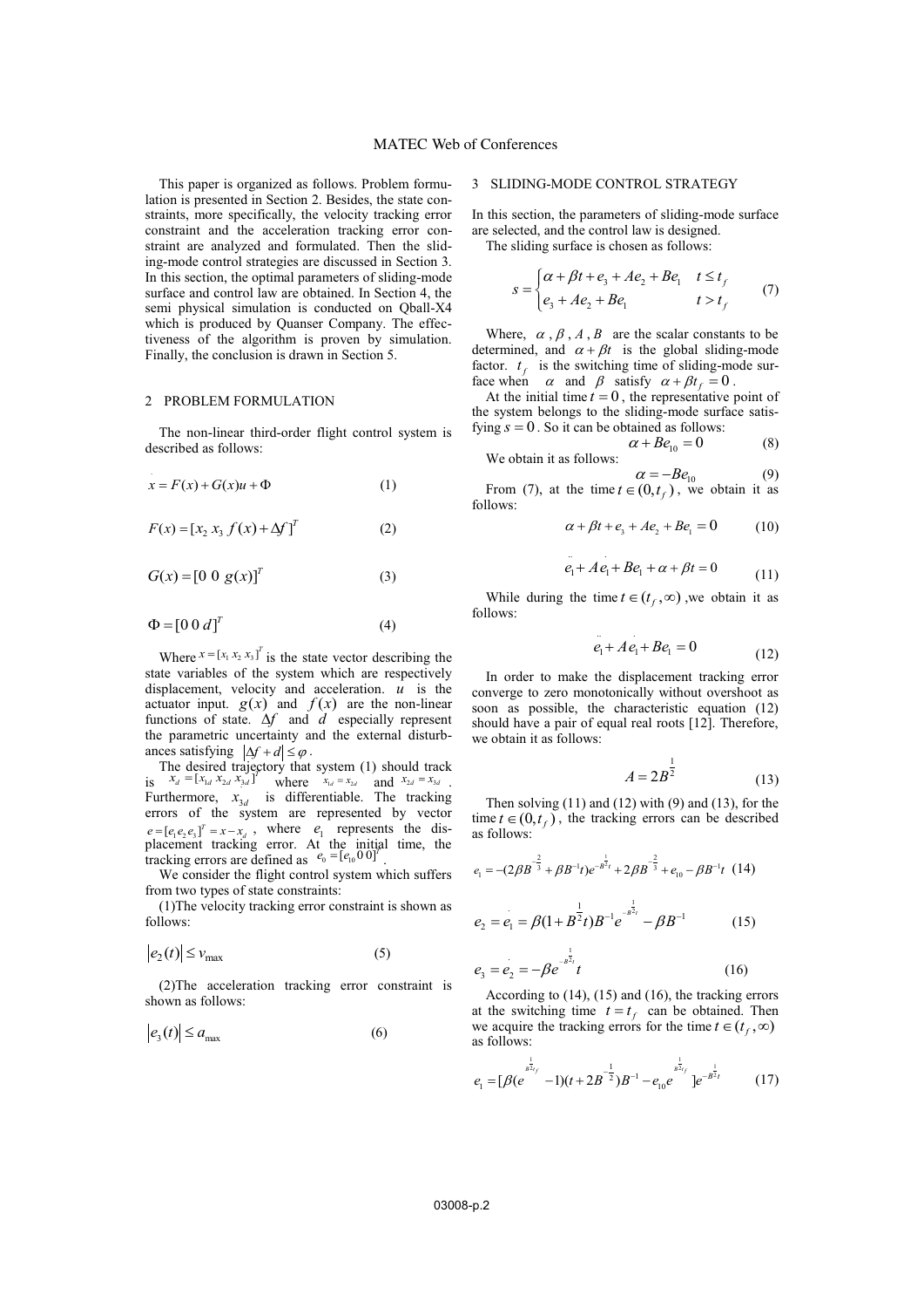This paper is organized as follows. Problem formulation is presented in Section 2. Besides, the state constraints, more specifically, the velocity tracking error constraint and the acceleration tracking error constraint are analyzed and formulated. Then the sliding-mode control strategies are discussed in Section 3. In this section, the optimal parameters of sliding-mode surface and control law are obtained. In Section 4, the semi physical simulation is conducted on Qball-X4 which is produced by Quanser Company. The effectiveness of the algorithm is proven by simulation. Finally, the conclusion is drawn in Section 5.

## 2 PROBLEM FORMULATION

The non-linear third-order flight control system is described as follows:

$$\dot{x} = F(x) + G(x)u + \Phi \tag{1}$$

$$F(x) = [x_2 \ x_3 \ f(x) + \Delta f]^T \tag{2}$$

$$G(x) = [0 \ 0 \ g(x)]^T \tag{3}$$

$$\Phi = [0 \ 0 \ d]^T \tag{4}$$

Where $x = [x_1 \ x_2 \ x_3]^T$ is the state vector describing the state variables of the system which are respectively displacement, velocity and acceleration. $u$ is the actuator input. $g(x)$ and $f(x)$ are the non-linear functions of state. $\Delta f$ and $d$ especially represent the parametric uncertainty and the external disturbances satisfying $|\Delta f + d| \le \varphi$.

The desired trajectory that system (1) should track is $x_d = [x_{1d} \ x_{2d} \ x_{3d}]^T$ where $\dot{x}_{1d} = x_{2d}$ and $\dot{x}_{2d} = x_{3d}$. Furthermore, $x_{3d}$ is differentiable. The tracking errors of the system are represented by vector $e = [e_1 e_2 e_3]^T = x - x_d$, where $e_1$ represents the displacement tracking error. At the initial time, the tracking errors are defined as $e_0 = [e_{10} \ 0 \ 0]^T$.

We consider the flight control system which suffers from two types of state constraints:

(1)The velocity tracking error constraint is shown as follows:

$$|e_2(t)| \le v_{\max} \tag{5}$$

(2)The acceleration tracking error constraint is shown as follows:

$$|e_3(t)| \le a_{\max} \tag{6}$$

## 3 SLIDING-MODE CONTROL STRATEGY

In this section, the parameters of sliding-mode surface are selected, and the control law is designed.

The sliding surface is chosen as follows:

$$s = \begin{cases} \alpha + \beta t + e_3 + Ae_2 + Be_1 & t \le t_f \\ e_3 + Ae_2 + Be_1 & t > t_f \end{cases} \tag{7}$$

Where, $\alpha$, $\beta$, $A$, $B$ are the scalar constants to be determined, and $\alpha + \beta t$ is the global sliding-mode factor. $t_f$ is the switching time of sliding-mode surface when $\alpha$ and $\beta$ satisfy $\alpha + \beta t_f = 0$.

At the initial time $t = 0$, the representative point of the system belongs to the sliding-mode surface satisfying $s = 0$. So it can be obtained as follows:

$$\alpha + Be_{10} = 0 \tag{8}$$

We obtain it as follows:

$$\alpha = -Be_{10} \tag{9}$$

From (7), at the time $t \in (0, t_f)$, we obtain it as follows:

$$\alpha + \beta t + e_3 + Ae_2 + Be_1 = 0 \tag{10}$$

$$\ddot{e}_1 + A\dot{e}_1 + Be_1 + \alpha + \beta t = 0 \tag{11}$$

While during the time $t \in (t_f, \infty)$ ,we obtain it as follows:

$$\ddot{e}_1 + A\dot{e}_1 + Be_1 = 0 \tag{12}$$

In order to make the displacement tracking error converge to zero monotonically without overshoot as soon as possible, the characteristic equation (12) should have a pair of equal real roots [12]. Therefore, we obtain it as follows:

$$A = 2B^{\frac{1}{2}} \tag{13}$$

Then solving (11) and (12) with (9) and (13), for the time $t \in (0, t_f)$, the tracking errors can be described as follows:

$$e_1 = -(2\beta B^{-\frac{2}{3}} + \beta B^{-1} t)e^{-B^{\frac{1}{2}}t} + 2\beta B^{-\frac{2}{3}} + e_{10} - \beta B^{-1} t \tag{14}$$

$$e_2 = \dot{e}_1 = \beta(1 + B^{\frac{1}{2}} t)B^{-1} e^{-B^{\frac{1}{2}}t} - \beta B^{-1} \tag{15}$$

$$e_3 = \dot{e}_2 = -\beta e^{-B^{\frac{1}{2}}t} t \tag{16}$$

According to (14), (15) and (16), the tracking errors at the switching time $t = t_f$ can be obtained. Then we acquire the tracking errors for the time $t \in (t_f, \infty)$ as follows:

$$e_1 = [\beta(e^{B^{\frac{1}{2}}t_f} - 1)(t + 2B^{-\frac{1}{2}})B^{-1} - e_{10} e^{B^{\frac{1}{2}}t_f}]e^{-B^{\frac{1}{2}}t} \tag{17}$$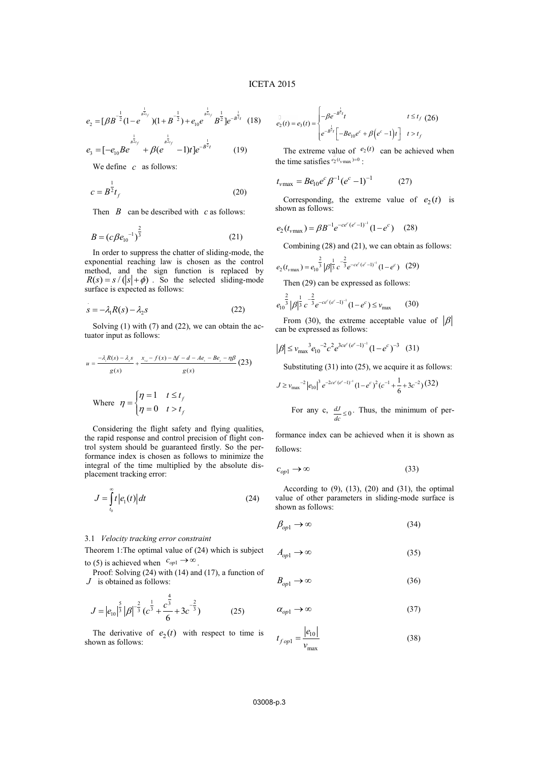$$e_2 = [\beta B^{-\frac{1}{2}}(1-e^{B^{\frac{1}{2}}t_f})(1+B^{-\frac{1}{2}})+e_{10}e^{B^{\frac{1}{2}}t_f}B^{\frac{1}{2}}]e^{-B^{\frac{1}{2}}t} \quad (18)$$

$$e_3 = [-e_{10}Be^{B^{\frac{1}{2}}t_f}+\beta(e^{B^{\frac{1}{2}}t_f}-1)t]e^{-B^{\frac{1}{2}}t} \quad (19)$$

We define $c$ as follows:

$$c = B^{\frac{1}{2}}t_f \quad (20)$$

Then $B$ can be described with $c$ as follows:

$$B = (c\beta e_{10}^{-1})^{\frac{2}{3}} \quad (21)$$

In order to suppress the chatter of sliding-mode, the exponential reaching law is chosen as the control method, and the sign function is replaced by $R(s) = s/(|s|+\phi)$. So the selected sliding-mode surface is expected as follows:

$$\dot{s} = -\lambda_1 R(s) - \lambda_2 s \quad (22)$$

Solving (1) with (7) and (22), we can obtain the actuator input as follows:

$$u = \frac{-\lambda_1 R(s) - \lambda_2 s}{g(x)} + \frac{\dot{x}_{1d} - f(x) - \Delta f - d - Ae_1 - Be_2 - \eta\beta}{g(x)} \quad (23)$$

Where $\eta = \begin{cases} \eta = 1 & t \le t_f \\ \eta = 0 & t > t_f \end{cases}$

Considering the flight safety and flying qualities, the rapid response and control precision of flight control system should be guaranteed firstly. So the performance index is chosen as follows to minimize the integral of the time multiplied by the absolute displacement tracking error:

$$J = \int_{t_0}^{\infty} t|e_1(t)|dt \quad (24)$$

### 3.1 *Velocity tracking error constraint*

Theorem 1:The optimal value of (24) which is subject to (5) is achieved when $c_{op1} \to \infty$.

Proof: Solving (24) with (14) and (17), a function of $J$ is obtained as follows:

$$J = |e_{10}|^{\frac{5}{3}}|\beta|^{-\frac{2}{3}}(c^{\frac{1}{3}} + \frac{c^{\frac{4}{3}}}{6} + 3c^{-\frac{2}{3}}) \quad (25)$$

The derivative of $e_2(t)$ with respect to time is shown as follows:

$$\dot{e}_2(t) = e_3(t) = \begin{cases} -\beta e^{-B^{\frac{1}{2}}t}t & t \le t_f \\ e^{-B^{\frac{1}{2}}t}\left[-Be_{10}e^c + \beta\left(e^c-1\right)t\right] & t > t_f \end{cases} \quad (26)$$

The extreme value of $e_2(t)$ can be achieved when the time satisfies $\dot{e}_2(t_{v\max})=0$:

$$t_{v\max} = Be_{10}e^c\beta^{-1}(e^c-1)^{-1} \quad (27)$$

Corresponding, the extreme value of $e_2(t)$ is shown as follows:

$$e_2(t_{v\max}) = \beta B^{-1}e^{-ce^c(e^c-1)^{-1}}(1-e^c) \quad (28)$$

Combining (28) and (21), we can obtain as follows:

$$e_2(t_{v\max}) = e_{10}^{\frac{2}{3}}|\beta|^{\frac{1}{3}}c^{-\frac{2}{3}}e^{-ce^c(e^c-1)^{-1}}(1-e^c) \quad (29)$$

Then (29) can be expressed as follows:

$$e_{10}^{\frac{2}{3}}|\beta|^{\frac{1}{3}}c^{-\frac{2}{3}}e^{-ce^c(e^c-1)^{-1}}(1-e^c) \le v_{\max} \quad (30)$$

From (30), the extreme acceptable value of $|\beta|$ can be expressed as follows:

$$|\beta| \le v_{\max}{}^3 e_{10}^{-2}c^2e^{3ce^c(e^c-1)^{-1}}(1-e^c)^{-3} \quad (31)$$

Substituting (31) into (25), we acquire it as follows:

$$J \ge v_{\max}{}^{-2}|e_{10}|^3 e^{-2ce^c(e^c-1)^{-1}}(1-e^c)^2(c^{-1}+\frac{1}{6}+3c^{-2}) \quad (32)$$

For any c, $\frac{dJ}{dc} \le 0$. Thus, the minimum of performance index can be achieved when it is shown as follows:

$$c_{op1} \to \infty \quad (33)$$

According to (9), (13), (20) and (31), the optimal value of other parameters in sliding-mode surface is shown as follows:

$$\beta_{op1} \to \infty \quad (34)$$

$$A_{op1} \to \infty \quad (35)$$

$$B_{op1} \to \infty \quad (36)$$

$$\alpha_{op1} \to \infty \quad (37)$$

$$t_{f\,op1} = \frac{|e_{10}|}{v_{\max}} \quad (38)$$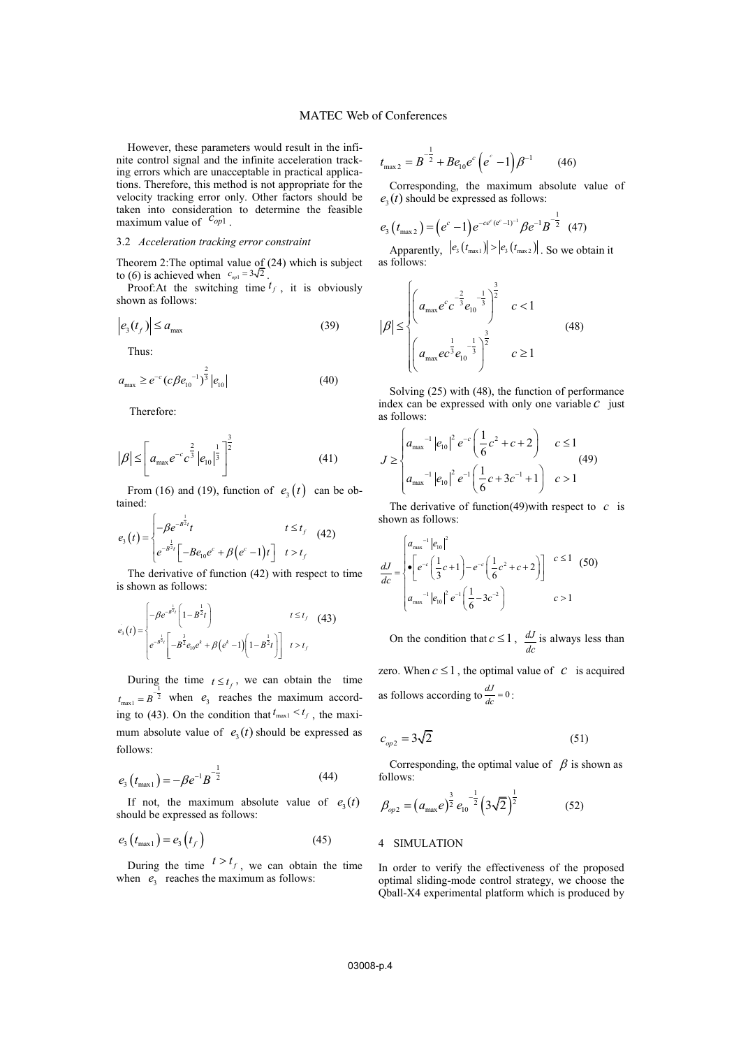However, these parameters would result in the infinite control signal and the infinite acceleration tracking errors which are unacceptable in practical applications. Therefore, this method is not appropriate for the velocity tracking error only. Other factors should be taken into consideration to determine the feasible maximum value of $c_{op1}$.

### 3.2 *Acceleration tracking error constraint*

Theorem 2:The optimal value of (24) which is subject to (6) is achieved when $c_{op1} = 3\sqrt{2}$.

Proof:At the switching time $t_f$, it is obviously shown as follows:

$$\left|e_3(t_f)\right| \le a_{\max} \tag{39}$$

Thus:

$$a_{\max} \ge e^{-c}(c\beta e_{10}^{-1})^{\frac{2}{3}}\left|e_{10}\right| \tag{40}$$

Therefore:

$$\left|\beta\right| \le \left[a_{\max}e^{-c}c^{\frac{2}{3}}\left|e_{10}\right|^{\frac{1}{3}}\right]^{\frac{3}{2}} \tag{41}$$

From (16) and (19), function of $e_3(t)$ can be obtained:

$$e_3(t) = \begin{cases} -\beta e^{-B^{\frac{1}{2}}t}t & t \le t_f \\ e^{-B^{\frac{1}{2}}t}\left[-Be_{10}e^c + \beta\left(e^c - 1\right)t\right] & t > t_f \end{cases} \tag{42}$$

The derivative of function (42) with respect to time is shown as follows:

$$\dot{e}_3(t) = \begin{cases} -\beta e^{-B^{\frac{1}{2}}t}\left(1 - B^{\frac{1}{2}}t\right) & t \le t_f \\ e^{-B^{\frac{1}{2}}t}\left[-B^{\frac{3}{2}}e_{10}e^k + \beta\left(e^k - 1\right)\left(1 - B^{\frac{1}{2}}t\right)\right] & t > t_f \end{cases} \tag{43}$$

During the time $t \le t_f$, we can obtain the time $t_{\max 1} = B^{-\frac{1}{2}}$ when $e_3$ reaches the maximum according to (43). On the condition that $t_{\max 1} < t_f$, the maximum absolute value of $e_3(t)$ should be expressed as follows:

$$e_3\left(t_{\max 1}\right) = -\beta e^{-1}B^{-\frac{1}{2}} \tag{44}$$

If not, the maximum absolute value of $e_3(t)$ should be expressed as follows:

$$e_3\left(t_{\max 1}\right) = e_3\left(t_f\right) \tag{45}$$

During the time $t > t_f$, we can obtain the time when $e_3$ reaches the maximum as follows:

$$t_{\max 2} = B^{-\frac{1}{2}} + Be_{10}e^c\left(e^c - 1\right)\beta^{-1} \tag{46}$$

Corresponding, the maximum absolute value of $e_3(t)$ should be expressed as follows:

$$e_3\left(t_{\max 2}\right) = \left(e^c - 1\right)e^{-ce^c(e^c-1)^{-1}}\beta e^{-1}B^{-\frac{1}{2}} \tag{47}$$

Apparently, $\left|e_3\left(t_{\max 1}\right)\right| > \left|e_3\left(t_{\max 2}\right)\right|$. So we obtain it as follows:

$$\left|\beta\right| \le \begin{cases} \left(a_{\max}e^c c^{-\frac{2}{3}}e_{10}^{-\frac{1}{3}}\right)^{\frac{3}{2}} & c < 1 \\ \left(a_{\max}ec^{\frac{1}{3}}e_{10}^{-\frac{1}{3}}\right)^{\frac{3}{2}} & c \ge 1 \end{cases} \tag{48}$$

Solving (25) with (48), the function of performance index can be expressed with only one variable $c$ just as follows:

$$J \ge \begin{cases} a_{\max}^{-1}\left|e_{10}\right|^2 e^{-c}\left(\frac{1}{6}c^2 + c + 2\right) & c \le 1 \\ a_{\max}^{-1}\left|e_{10}\right|^2 e^{-1}\left(\frac{1}{6}c + 3c^{-1} + 1\right) & c > 1 \end{cases} \tag{49}$$

The derivative of function(49)with respect to $c$ is shown as follows:

$$\frac{dJ}{dc} = \begin{cases} a_{\max}^{-1}\left|e_{10}\right|^2 \bullet \left[e^{-c}\left(\frac{1}{3}c + 1\right) - e^{-c}\left(\frac{1}{6}c^2 + c + 2\right)\right] & c \le 1 \\ a_{\max}^{-1}\left|e_{10}\right|^2 e^{-1}\left(\frac{1}{6} - 3c^{-2}\right) & c > 1 \end{cases} \tag{50}$$

On the condition that $c \le 1$, $\frac{dJ}{dc}$ is always less than zero. When $c \le 1$, the optimal value of $c$ is acquired as follows according to $\frac{dJ}{dc} = 0$:

$$c_{op2} = 3\sqrt{2} \tag{51}$$

Corresponding, the optimal value of $\beta$ is shown as follows:

$$\beta_{op2} = \left(a_{\max}e\right)^{\frac{3}{2}} e_{10}^{-\frac{1}{2}}\left(3\sqrt{2}\right)^{\frac{1}{2}} \tag{52}$$

## 4 SIMULATION

In order to verify the effectiveness of the proposed optimal sliding-mode control strategy, we choose the Qball-X4 experimental platform which is produced by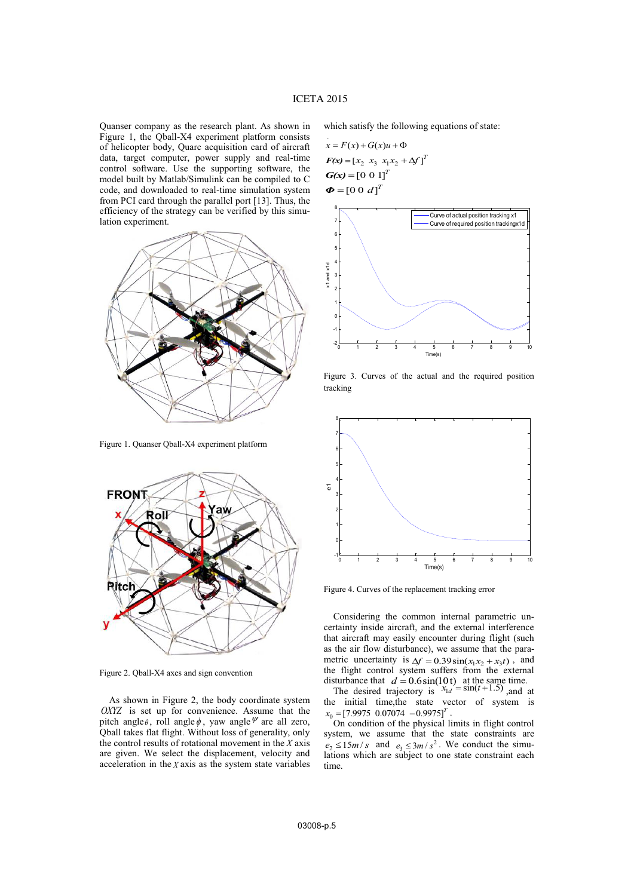Quanser company as the research plant. As shown in Figure 1, the Qball-X4 experiment platform consists of helicopter body, Quarc acquisition card of aircraft data, target computer, power supply and real-time control software. Use the supporting software, the model built by Matlab/Simulink can be compiled to C code, and downloaded to real-time simulation system from PCI card through the parallel port [13]. Thus, the efficiency of the strategy can be verified by this simulation experiment.

Figure 1. Quanser Qball-X4 experiment platform

Figure 2. Qball-X4 axes and sign convention

As shown in Figure 2, the body coordinate system $OXYZ$ is set up for convenience. Assume that the pitch angle $\theta$, roll angle $\phi$, yaw angle $\psi$ are all zero, Qball takes flat flight. Without loss of generality, only the control results of rotational movement in the $X$ axis are given. We select the displacement, velocity and acceleration in the $X$ axis as the system state variables which satisfy the following equations of state:

$$\dot{x} = F(x) + G(x)u + \Phi$$

$$\boldsymbol{F(x)} = [x_2 \;\; x_3 \;\; x_1 x_2 + \Delta f]^T$$

$$\boldsymbol{G(x)} = [0 \;\; 0 \;\; 1]^T$$

$$\boldsymbol{\Phi} = [0 \;\; 0 \;\; d]^T$$

Figure 3. Curves of the actual and the required position tracking

Figure 4. Curves of the replacement tracking error

Considering the common internal parametric uncertainty inside aircraft, and the external interference that aircraft may easily encounter during flight (such as the air flow disturbance), we assume that the parametric uncertainty is $\Delta f = 0.39\sin(x_1 x_2 + x_3 t)$, and the flight control system suffers from the external disturbance that $d = 0.6\sin(10t)$ at the same time.

The desired trajectory is $x_{1d} = \sin(t + 1.5)$, and at the initial time, the state vector of system is $x_0 = [7.9975 \;\; 0.07074 \;\; -0.9975]^T$.

On condition of the physical limits in flight control system, we assume that the state constraints are $e_2 \le 15m/s$ and $e_3 \le 3m/s^2$. We conduct the simulations which are subject to one state constraint each time.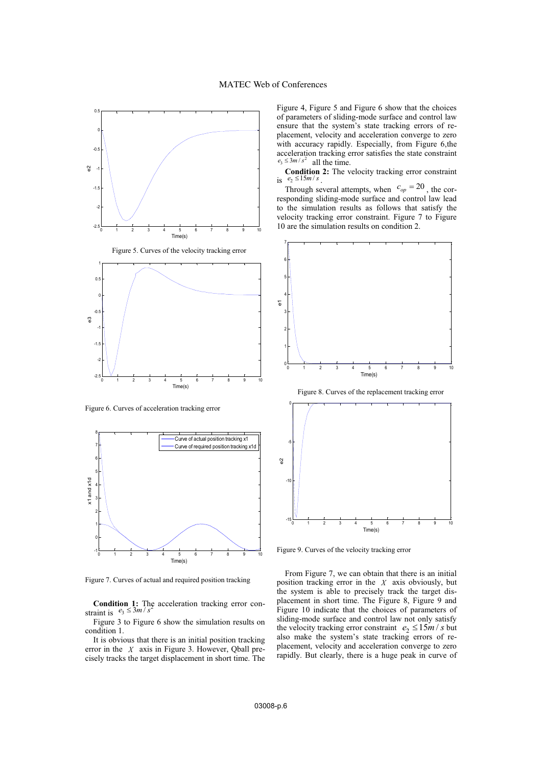Figure 5. Curves of the velocity tracking error

Figure 6. Curves of acceleration tracking error

Figure 7. Curves of actual and required position tracking

**Condition 1:** The acceleration tracking error constraint is $e_3 \leq 3m/s^2$

Figure 3 to Figure 6 show the simulation results on condition 1.

It is obvious that there is an initial position tracking error in the $X$ axis in Figure 3. However, Qball precisely tracks the target displacement in short time. The Figure 4, Figure 5 and Figure 6 show that the choices of parameters of sliding-mode surface and control law ensure that the system's state tracking errors of replacement, velocity and acceleration converge to zero with accuracy rapidly. Especially, from Figure 6,the acceleration tracking error satisfies the state constraint $e_3 \leq 3m/s^2$ all the time.

**Condition 2:** The velocity tracking error constraint is $e_2 \leq 15m/s$.

Through several attempts, when $c_{op} = 20$, the corresponding sliding-mode surface and control law lead to the simulation results as follows that satisfy the velocity tracking error constraint. Figure 7 to Figure 10 are the simulation results on condition 2.

Figure 8. Curves of the replacement tracking error

Figure 9. Curves of the velocity tracking error

From Figure 7, we can obtain that there is an initial position tracking error in the $X$ axis obviously, but the system is able to precisely track the target displacement in short time. The Figure 8, Figure 9 and Figure 10 indicate that the choices of parameters of sliding-mode surface and control law not only satisfy the velocity tracking error constraint $e_2 \leq 15m/s$ but also make the system's state tracking errors of replacement, velocity and acceleration converge to zero rapidly. But clearly, there is a huge peak in curve of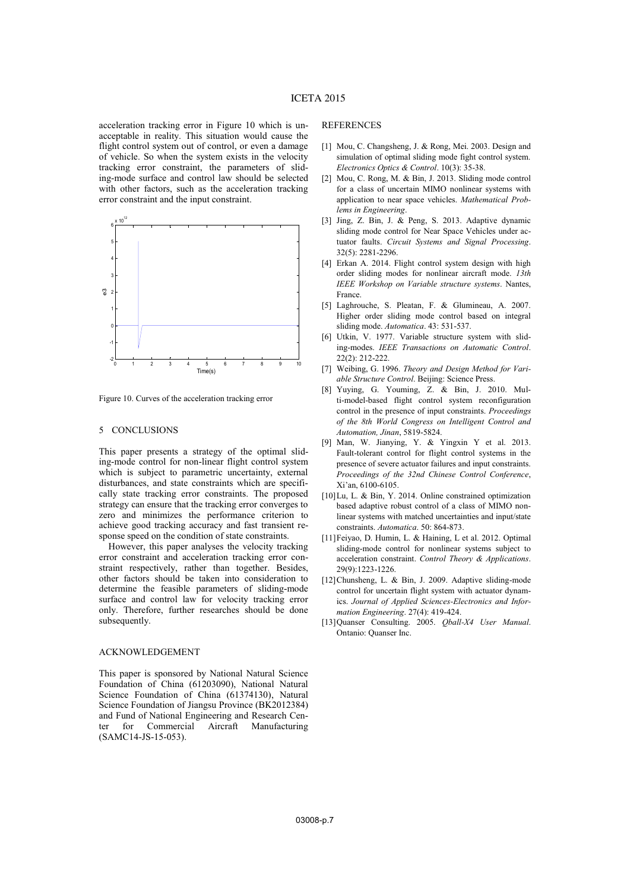acceleration tracking error in Figure 10 which is unacceptable in reality. This situation would cause the flight control system out of control, or even a damage of vehicle. So when the system exists in the velocity tracking error constraint, the parameters of sliding-mode surface and control law should be selected with other factors, such as the acceleration tracking error constraint and the input constraint.

x 10^12
6
5
4
3
2
1
0
-1
-2
e3
0 1 2 3 4 5 6 7 8 9 10
Time(s)

Figure 10. Curves of the acceleration tracking error

## 5 CONCLUSIONS

This paper presents a strategy of the optimal sliding-mode control for non-linear flight control system which is subject to parametric uncertainty, external disturbances, and state constraints which are specifically state tracking error constraints. The proposed strategy can ensure that the tracking error converges to zero and minimizes the performance criterion to achieve good tracking accuracy and fast transient response speed on the condition of state constraints.

However, this paper analyses the velocity tracking error constraint and acceleration tracking error constraint respectively, rather than together. Besides, other factors should be taken into consideration to determine the feasible parameters of sliding-mode surface and control law for velocity tracking error only. Therefore, further researches should be done subsequently.

## ACKNOWLEDGEMENT

This paper is sponsored by National Natural Science Foundation of China (61203090), National Natural Science Foundation of China (61374130), Natural Science Foundation of Jiangsu Province (BK2012384) and Fund of National Engineering and Research Center for Commercial Aircraft Manufacturing (SAMC14-JS-15-053).

## REFERENCES

[1] Mou, C. Changsheng, J. & Rong, Mei. 2003. Design and simulation of optimal sliding mode fight control system. *Electronics Optics & Control*. 10(3): 35-38.

[2] Mou, C. Rong, M. & Bin, J. 2013. Sliding mode control for a class of uncertain MIMO nonlinear systems with application to near space vehicles. *Mathematical Problems in Engineering*.

[3] Jing, Z. Bin, J. & Peng, S. 2013. Adaptive dynamic sliding mode control for Near Space Vehicles under actuator faults. *Circuit Systems and Signal Processing*. 32(5): 2281-2296.

[4] Erkan A. 2014. Flight control system design with high order sliding modes for nonlinear aircraft mode. *13th IEEE Workshop on Variable structure systems*. Nantes, France.

[5] Laghrouche, S. Pleatan, F. & Glumineau, A. 2007. Higher order sliding mode control based on integral sliding mode. *Automatica*. 43: 531-537.

[6] Utkin, V. 1977. Variable structure system with sliding-modes. *IEEE Transactions on Automatic Control*. 22(2): 212-222.

[7] Weibing, G. 1996. *Theory and Design Method for Variable Structure Control*. Beijing: Science Press.

[8] Yuying, G. Youming, Z. & Bin, J. 2010. Multi-model-based flight control system reconfiguration control in the presence of input constraints. *Proceedings of the 8th World Congress on Intelligent Control and Automation, Jinan*, 5819-5824.

[9] Man, W. Jianying, Y. & Yingxin Y et al. 2013. Fault-tolerant control for flight control systems in the presence of severe actuator failures and input constraints. *Proceedings of the 32nd Chinese Control Conference*, Xi'an, 6100-6105.

[10] Lu, L. & Bin, Y. 2014. Online constrained optimization based adaptive robust control of a class of MIMO nonlinear systems with matched uncertainties and input/state constraints. *Automatica*. 50: 864-873.

[11] Feiyao, D. Humin, L. & Haining, L et al. 2012. Optimal sliding-mode control for nonlinear systems subject to acceleration constraint. *Control Theory & Applications*. 29(9):1223-1226.

[12] Chunsheng, L. & Bin, J. 2009. Adaptive sliding-mode control for uncertain flight system with actuator dynamics. *Journal of Applied Sciences-Electronics and Information Engineering*. 27(4): 419-424.

[13] Quanser Consulting. 2005. *Qball-X4 User Manual*. Ontanio: Quanser Inc.